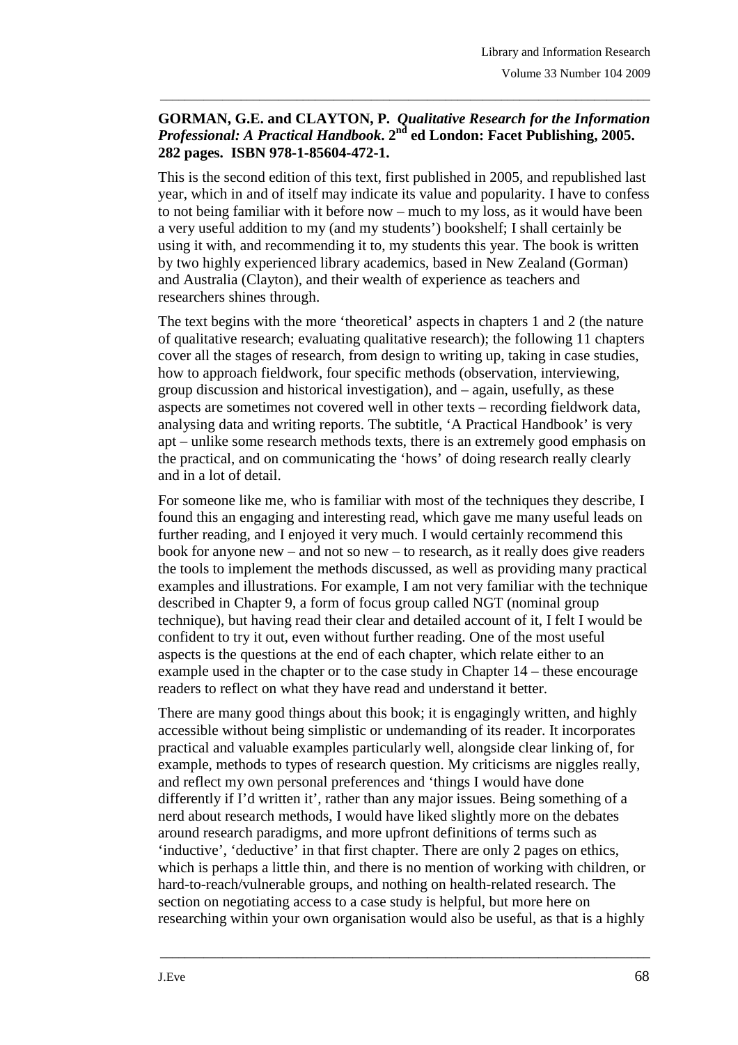**GORMAN, G.E. and CLAYTON, P.** ***Qualitative Research for the Information Professional: A Practical Handbook*****. 2nd ed London: Facet Publishing, 2005. 282 pages. ISBN 978-1-85604-472-1.**

This is the second edition of this text, first published in 2005, and republished last year, which in and of itself may indicate its value and popularity. I have to confess to not being familiar with it before now – much to my loss, as it would have been a very useful addition to my (and my students') bookshelf; I shall certainly be using it with, and recommending it to, my students this year. The book is written by two highly experienced library academics, based in New Zealand (Gorman) and Australia (Clayton), and their wealth of experience as teachers and researchers shines through.

The text begins with the more 'theoretical' aspects in chapters 1 and 2 (the nature of qualitative research; evaluating qualitative research); the following 11 chapters cover all the stages of research, from design to writing up, taking in case studies, how to approach fieldwork, four specific methods (observation, interviewing, group discussion and historical investigation), and – again, usefully, as these aspects are sometimes not covered well in other texts – recording fieldwork data, analysing data and writing reports. The subtitle, 'A Practical Handbook' is very apt – unlike some research methods texts, there is an extremely good emphasis on the practical, and on communicating the 'hows' of doing research really clearly and in a lot of detail.

For someone like me, who is familiar with most of the techniques they describe, I found this an engaging and interesting read, which gave me many useful leads on further reading, and I enjoyed it very much. I would certainly recommend this book for anyone new – and not so new – to research, as it really does give readers the tools to implement the methods discussed, as well as providing many practical examples and illustrations. For example, I am not very familiar with the technique described in Chapter 9, a form of focus group called NGT (nominal group technique), but having read their clear and detailed account of it, I felt I would be confident to try it out, even without further reading. One of the most useful aspects is the questions at the end of each chapter, which relate either to an example used in the chapter or to the case study in Chapter 14 – these encourage readers to reflect on what they have read and understand it better.

There are many good things about this book; it is engagingly written, and highly accessible without being simplistic or undemanding of its reader. It incorporates practical and valuable examples particularly well, alongside clear linking of, for example, methods to types of research question. My criticisms are niggles really, and reflect my own personal preferences and 'things I would have done differently if I'd written it', rather than any major issues. Being something of a nerd about research methods, I would have liked slightly more on the debates around research paradigms, and more upfront definitions of terms such as 'inductive', 'deductive' in that first chapter. There are only 2 pages on ethics, which is perhaps a little thin, and there is no mention of working with children, or hard-to-reach/vulnerable groups, and nothing on health-related research. The section on negotiating access to a case study is helpful, but more here on researching within your own organisation would also be useful, as that is a highly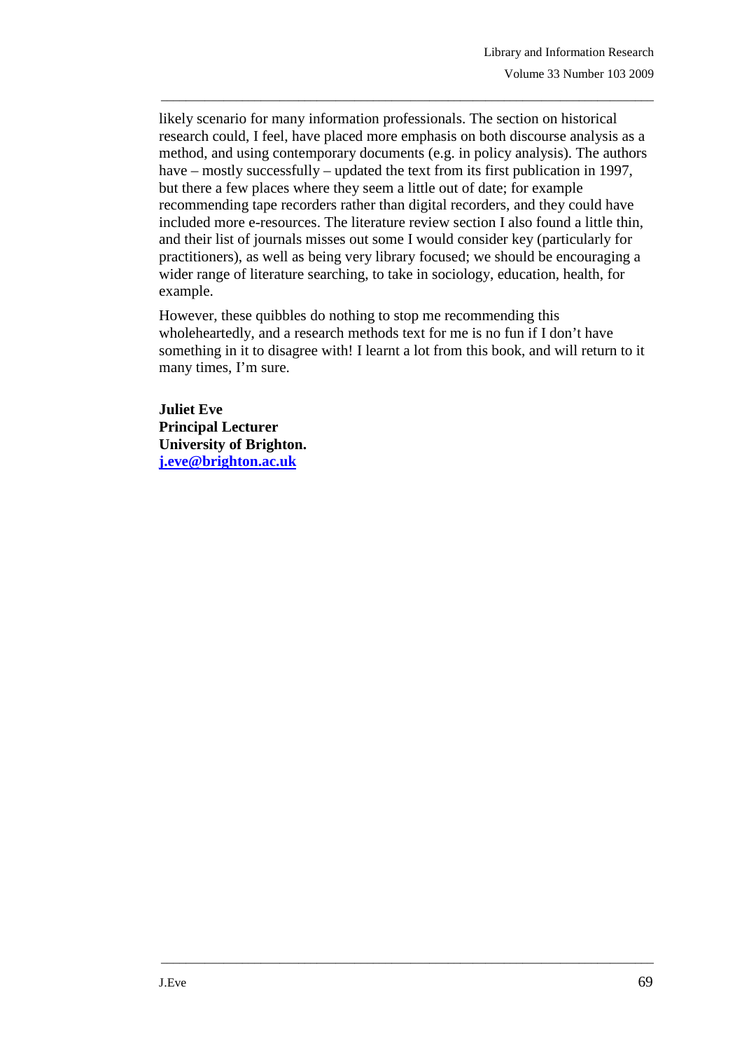likely scenario for many information professionals. The section on historical research could, I feel, have placed more emphasis on both discourse analysis as a method, and using contemporary documents (e.g. in policy analysis). The authors have – mostly successfully – updated the text from its first publication in 1997, but there a few places where they seem a little out of date; for example recommending tape recorders rather than digital recorders, and they could have included more e-resources. The literature review section I also found a little thin, and their list of journals misses out some I would consider key (particularly for practitioners), as well as being very library focused; we should be encouraging a wider range of literature searching, to take in sociology, education, health, for example.

However, these quibbles do nothing to stop me recommending this wholeheartedly, and a research methods text for me is no fun if I don't have something in it to disagree with! I learnt a lot from this book, and will return to it many times, I'm sure.

**Juliet Eve**
**Principal Lecturer**
**University of Brighton.**
**j.eve@brighton.ac.uk**